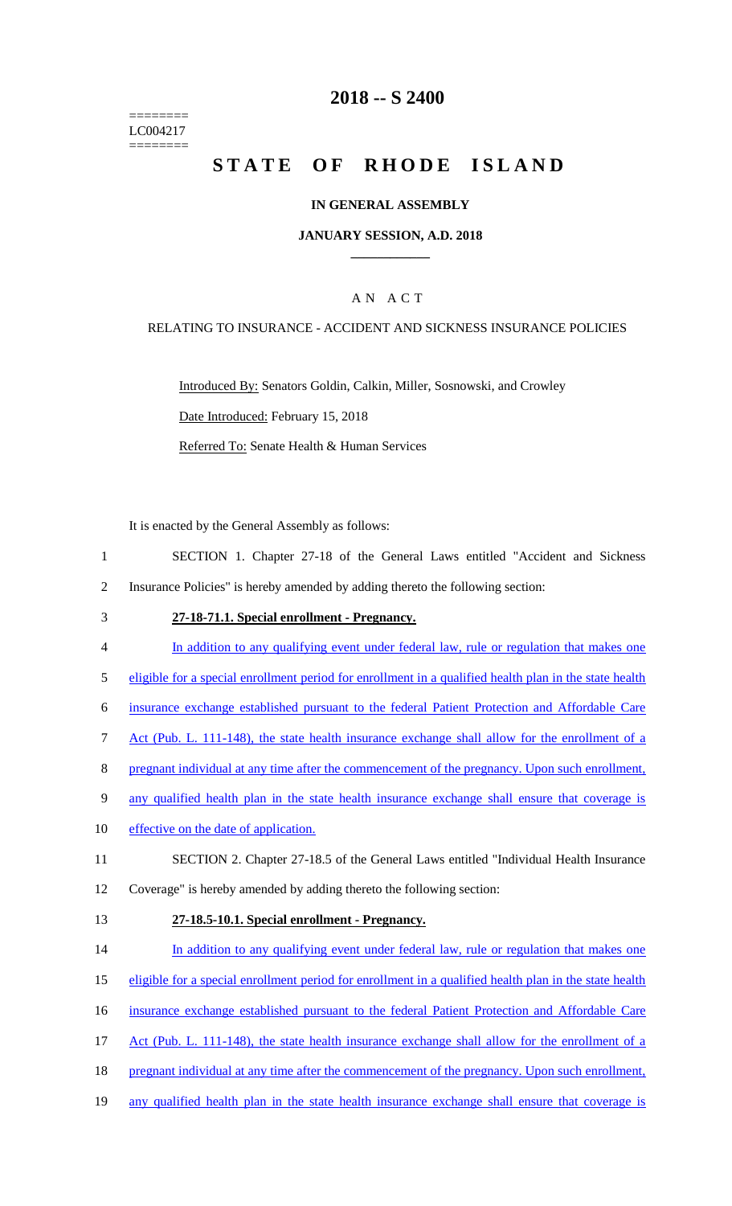========
LC004217
========

# 2018 -- S 2400

# STATE OF RHODE ISLAND

## IN GENERAL ASSEMBLY

### JANUARY SESSION, A.D. 2018

A N A C T

RELATING TO INSURANCE - ACCIDENT AND SICKNESS INSURANCE POLICIES

Introduced By: Senators Goldin, Calkin, Miller, Sosnowski, and Crowley

Date Introduced: February 15, 2018

Referred To: Senate Health & Human Services

It is enacted by the General Assembly as follows:

1 SECTION 1. Chapter 27-18 of the General Laws entitled "Accident and Sickness
2 Insurance Policies" is hereby amended by adding thereto the following section:

3 **27-18-71.1. Special enrollment - Pregnancy.**

4 In addition to any qualifying event under federal law, rule or regulation that makes one
5 eligible for a special enrollment period for enrollment in a qualified health plan in the state health
6 insurance exchange established pursuant to the federal Patient Protection and Affordable Care
7 Act (Pub. L. 111-148), the state health insurance exchange shall allow for the enrollment of a
8 pregnant individual at any time after the commencement of the pregnancy. Upon such enrollment,
9 any qualified health plan in the state health insurance exchange shall ensure that coverage is
10 effective on the date of application.

11 SECTION 2. Chapter 27-18.5 of the General Laws entitled "Individual Health Insurance
12 Coverage" is hereby amended by adding thereto the following section:

13 **27-18.5-10.1. Special enrollment - Pregnancy.**

14 In addition to any qualifying event under federal law, rule or regulation that makes one
15 eligible for a special enrollment period for enrollment in a qualified health plan in the state health
16 insurance exchange established pursuant to the federal Patient Protection and Affordable Care
17 Act (Pub. L. 111-148), the state health insurance exchange shall allow for the enrollment of a
18 pregnant individual at any time after the commencement of the pregnancy. Upon such enrollment,
19 any qualified health plan in the state health insurance exchange shall ensure that coverage is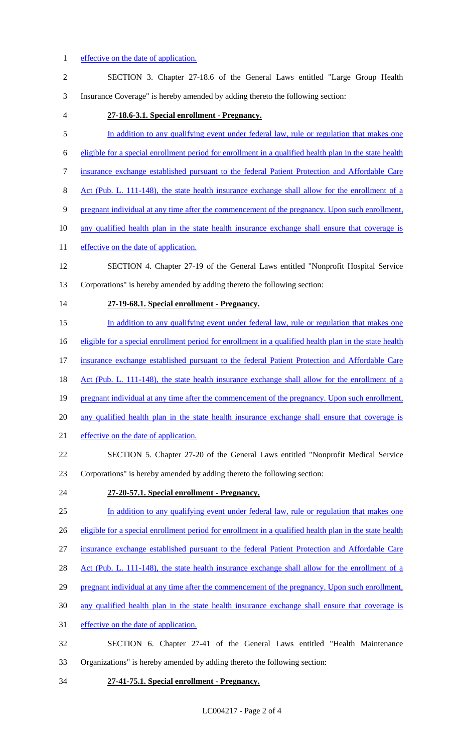effective on the date of application.

SECTION 3. Chapter 27-18.6 of the General Laws entitled "Large Group Health Insurance Coverage" is hereby amended by adding thereto the following section:

**27-18.6-3.1. Special enrollment - Pregnancy.**

In addition to any qualifying event under federal law, rule or regulation that makes one eligible for a special enrollment period for enrollment in a qualified health plan in the state health insurance exchange established pursuant to the federal Patient Protection and Affordable Care Act (Pub. L. 111-148), the state health insurance exchange shall allow for the enrollment of a pregnant individual at any time after the commencement of the pregnancy. Upon such enrollment, any qualified health plan in the state health insurance exchange shall ensure that coverage is effective on the date of application.

SECTION 4. Chapter 27-19 of the General Laws entitled "Nonprofit Hospital Service Corporations" is hereby amended by adding thereto the following section:

**27-19-68.1. Special enrollment - Pregnancy.**

In addition to any qualifying event under federal law, rule or regulation that makes one eligible for a special enrollment period for enrollment in a qualified health plan in the state health insurance exchange established pursuant to the federal Patient Protection and Affordable Care Act (Pub. L. 111-148), the state health insurance exchange shall allow for the enrollment of a pregnant individual at any time after the commencement of the pregnancy. Upon such enrollment, any qualified health plan in the state health insurance exchange shall ensure that coverage is effective on the date of application.

SECTION 5. Chapter 27-20 of the General Laws entitled "Nonprofit Medical Service Corporations" is hereby amended by adding thereto the following section:

**27-20-57.1. Special enrollment - Pregnancy.**

In addition to any qualifying event under federal law, rule or regulation that makes one eligible for a special enrollment period for enrollment in a qualified health plan in the state health insurance exchange established pursuant to the federal Patient Protection and Affordable Care Act (Pub. L. 111-148), the state health insurance exchange shall allow for the enrollment of a pregnant individual at any time after the commencement of the pregnancy. Upon such enrollment, any qualified health plan in the state health insurance exchange shall ensure that coverage is effective on the date of application.

SECTION 6. Chapter 27-41 of the General Laws entitled "Health Maintenance Organizations" is hereby amended by adding thereto the following section:

**27-41-75.1. Special enrollment - Pregnancy.**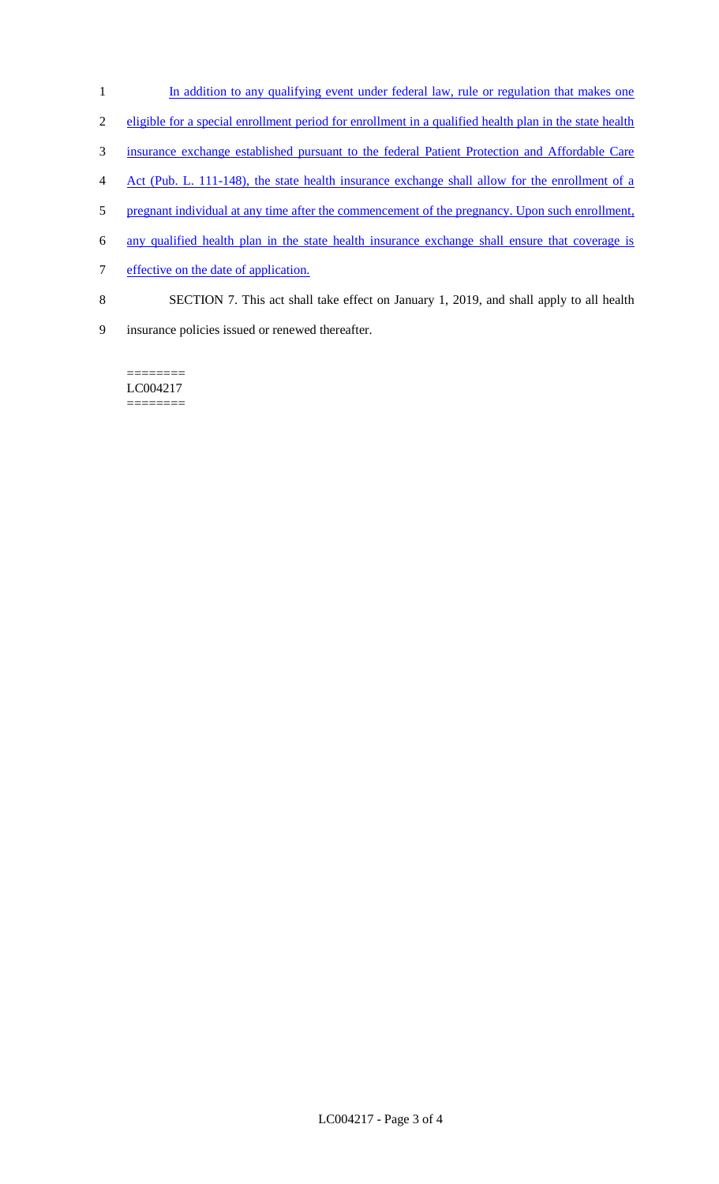In addition to any qualifying event under federal law, rule or regulation that makes one eligible for a special enrollment period for enrollment in a qualified health plan in the state health insurance exchange established pursuant to the federal Patient Protection and Affordable Care Act (Pub. L. 111-148), the state health insurance exchange shall allow for the enrollment of a pregnant individual at any time after the commencement of the pregnancy. Upon such enrollment, any qualified health plan in the state health insurance exchange shall ensure that coverage is effective on the date of application.

SECTION 7. This act shall take effect on January 1, 2019, and shall apply to all health insurance policies issued or renewed thereafter.

========
LC004217
========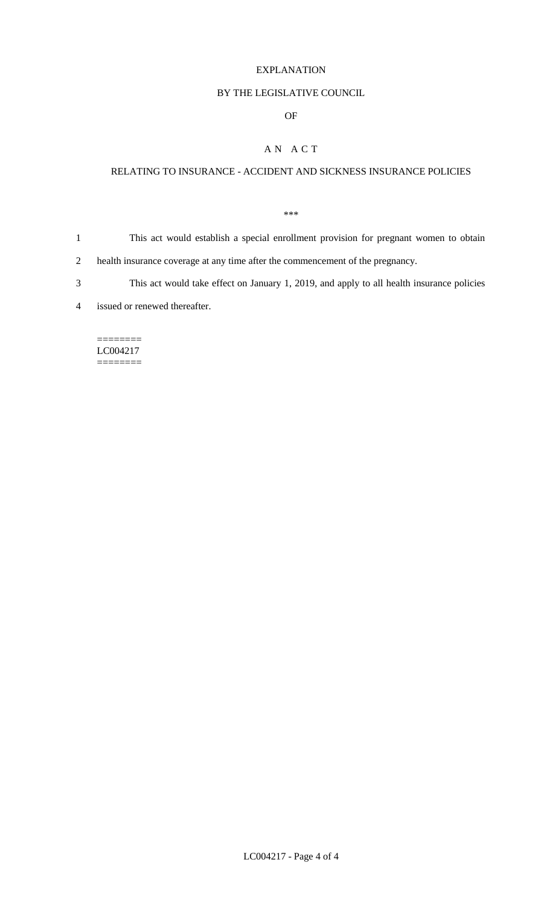EXPLANATION

BY THE LEGISLATIVE COUNCIL

OF

A N A C T

RELATING TO INSURANCE - ACCIDENT AND SICKNESS INSURANCE POLICIES

\*\*\*

This act would establish a special enrollment provision for pregnant women to obtain health insurance coverage at any time after the commencement of the pregnancy.

This act would take effect on January 1, 2019, and apply to all health insurance policies issued or renewed thereafter.

========
LC004217
========